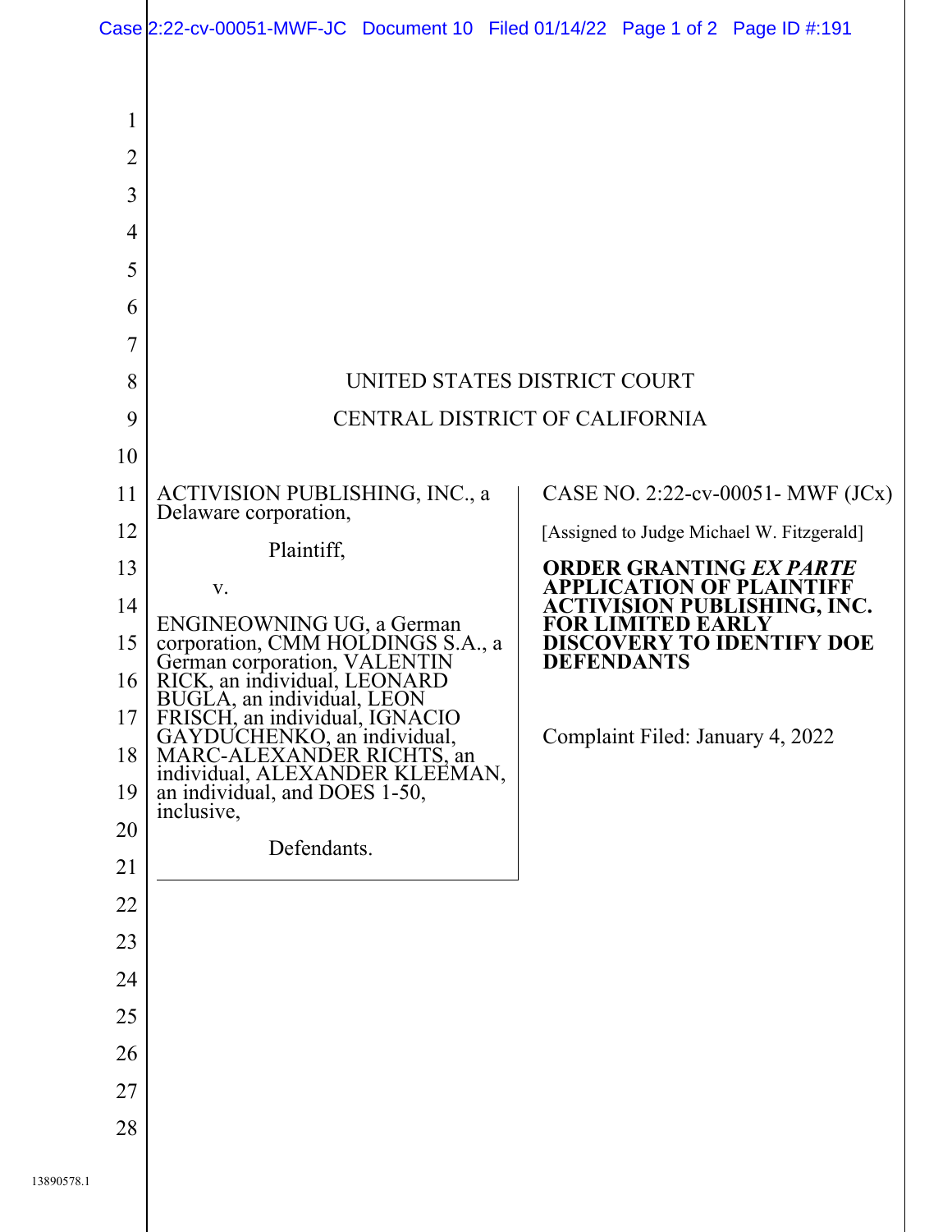UNITED STATES DISTRICT COURT

CENTRAL DISTRICT OF CALIFORNIA

ACTIVISION PUBLISHING, INC., a Delaware corporation,

Plaintiff,

v.

ENGINEOWNING UG, a German corporation, CMM HOLDINGS S.A., a German corporation, VALENTIN RICK, an individual, LEONARD BUGLA, an individual, LEON FRISCH, an individual, IGNACIO GAYDUCHENKO, an individual, MARC-ALEXANDER RICHTS, an individual, ALEXANDER KLEEMAN, an individual, and DOES 1-50, inclusive,

Defendants.

CASE NO. 2:22-cv-00051- MWF (JCx)

[Assigned to Judge Michael W. Fitzgerald]

**ORDER GRANTING *EX PARTE* APPLICATION OF PLAINTIFF ACTIVISION PUBLISHING, INC. FOR LIMITED EARLY DISCOVERY TO IDENTIFY DOE DEFENDANTS**

Complaint Filed: January 4, 2022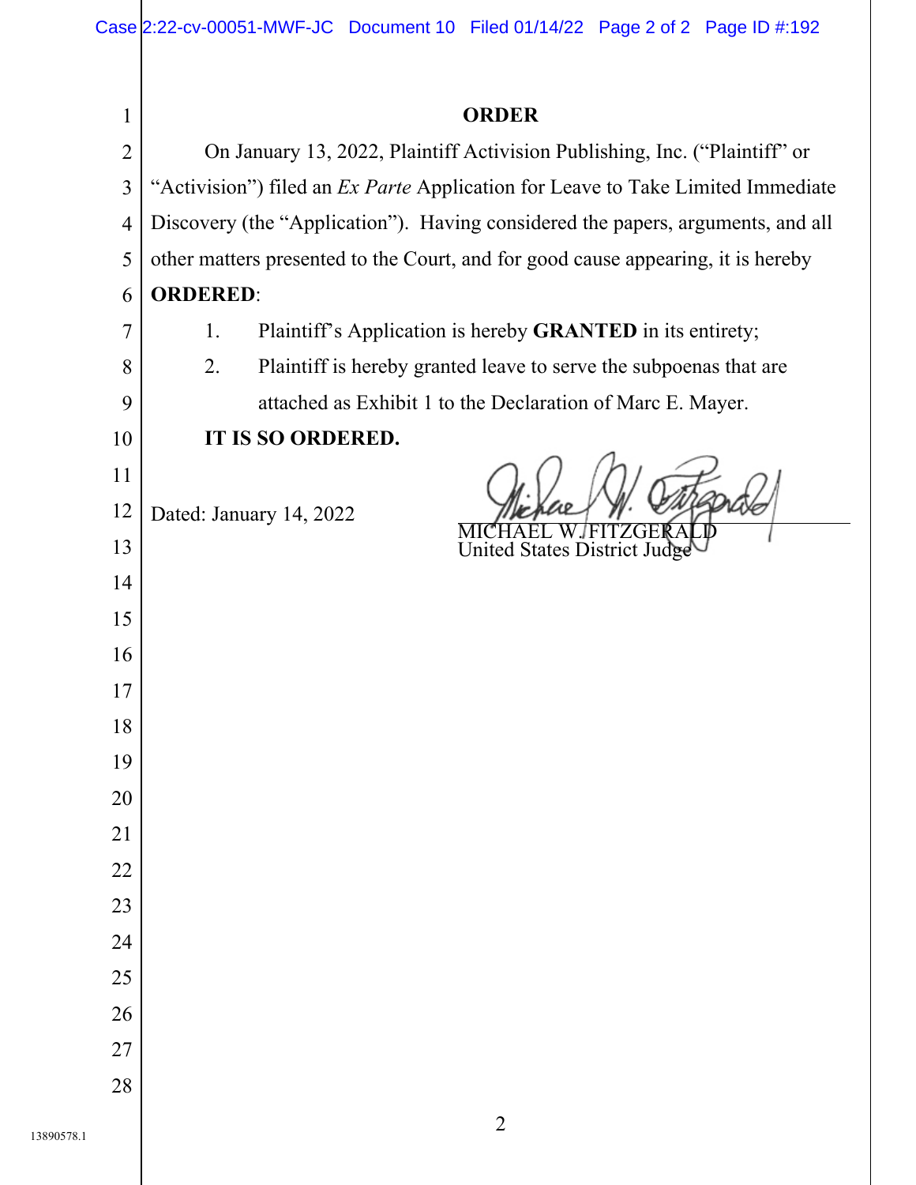# ORDER

On January 13, 2022, Plaintiff Activision Publishing, Inc. ("Plaintiff" or "Activision") filed an *Ex Parte* Application for Leave to Take Limited Immediate Discovery (the "Application"). Having considered the papers, arguments, and all other matters presented to the Court, and for good cause appearing, it is hereby **ORDERED**:

1. Plaintiff's Application is hereby **GRANTED** in its entirety;
2. Plaintiff is hereby granted leave to serve the subpoenas that are attached as Exhibit 1 to the Declaration of Marc E. Mayer.

**IT IS SO ORDERED.**

Dated: January 14, 2022

MICHAEL W. FITZGERALD
United States District Judge

13890578.1